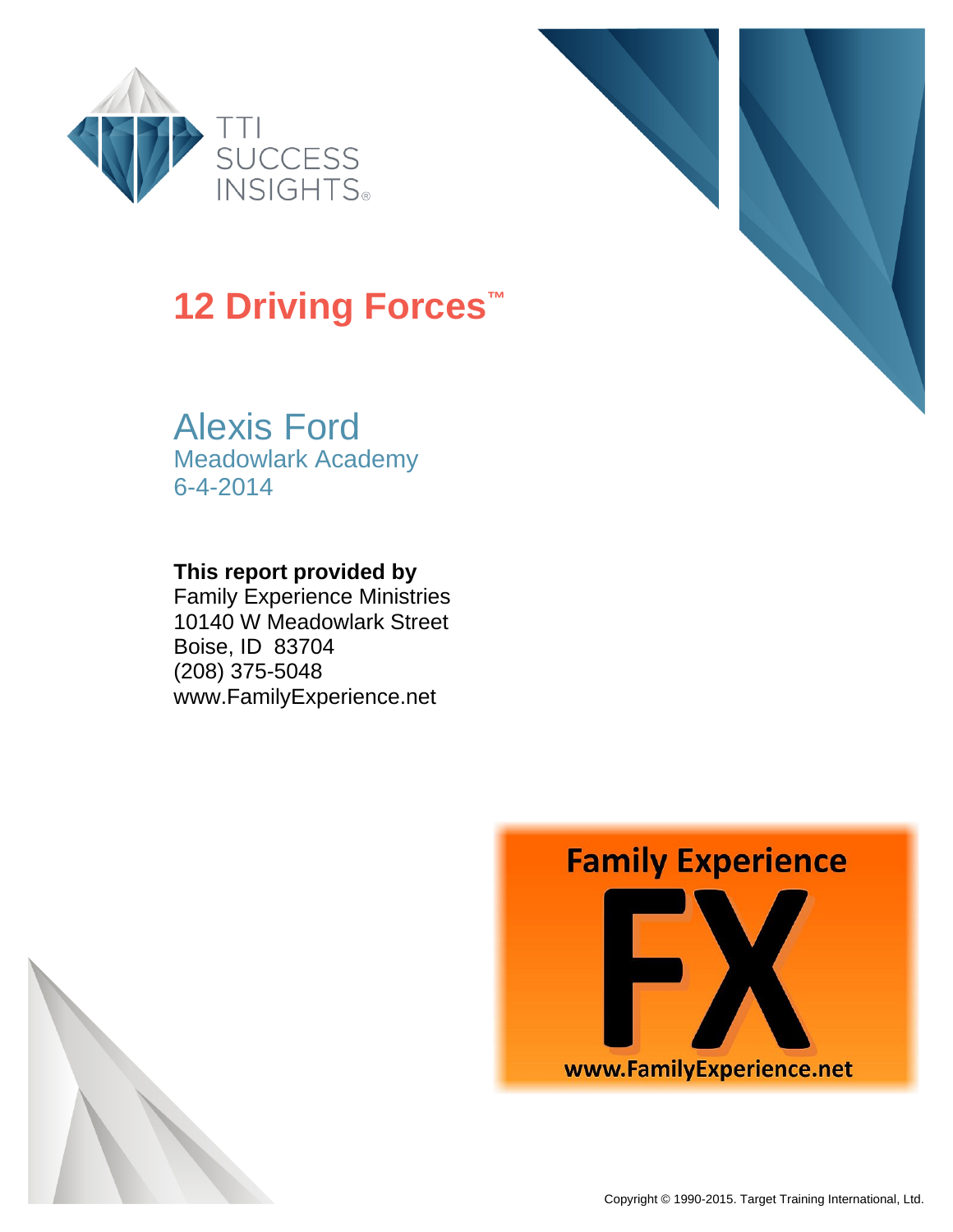TTI SUCCESS INSIGHTS®

# 12 Driving Forces™

## Alexis Ford

Meadowlark Academy
6-4-2014

**This report provided by**
Family Experience Ministries
10140 W Meadowlark Street
Boise, ID 83704
(208) 375-5048
www.FamilyExperience.net

Family Experience
FX
www.FamilyExperience.net

Copyright © 1990-2015. Target Training International, Ltd.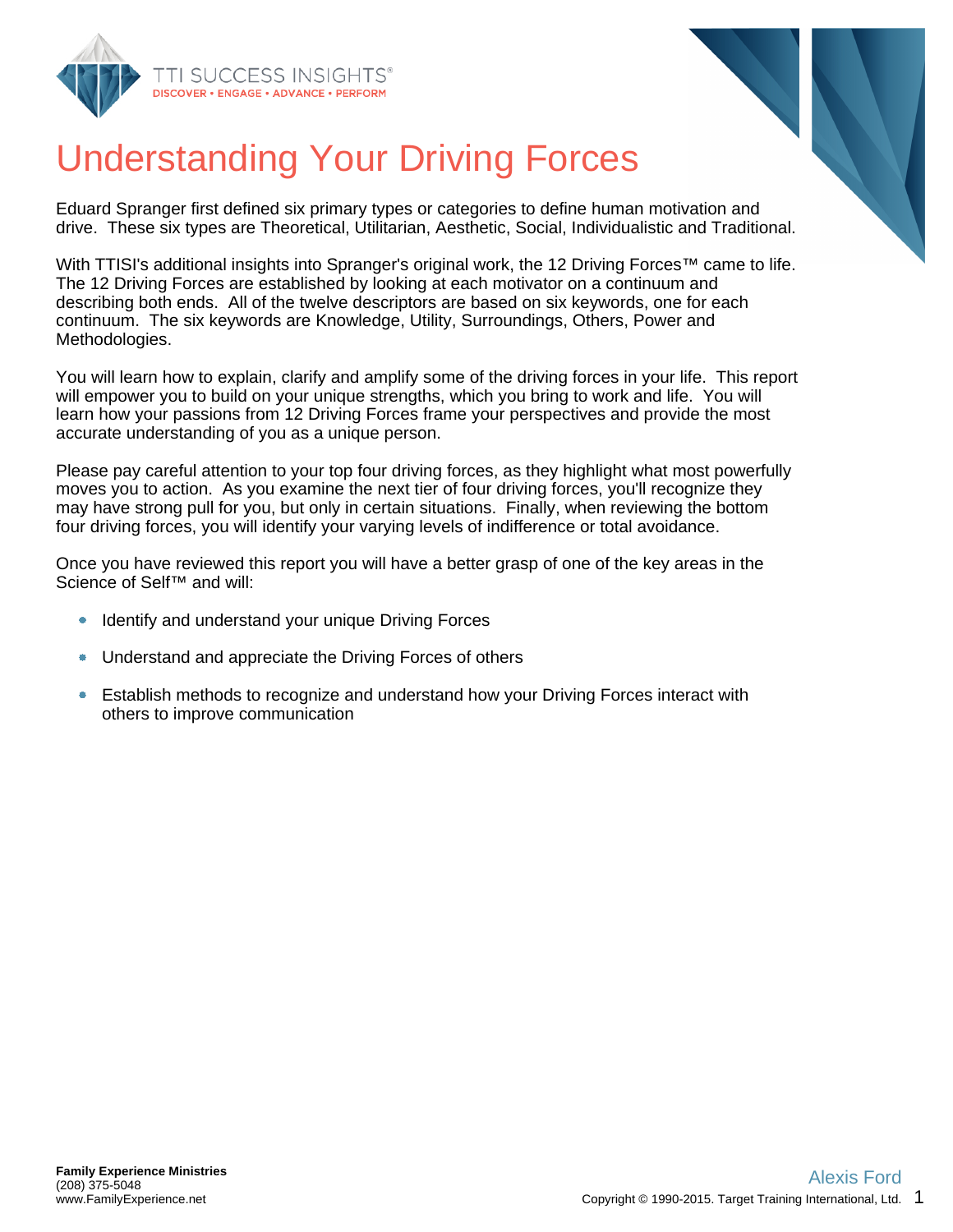# Understanding Your Driving Forces

Eduard Spranger first defined six primary types or categories to define human motivation and drive. These six types are Theoretical, Utilitarian, Aesthetic, Social, Individualistic and Traditional.

With TTISI's additional insights into Spranger's original work, the 12 Driving Forces™ came to life. The 12 Driving Forces are established by looking at each motivator on a continuum and describing both ends. All of the twelve descriptors are based on six keywords, one for each continuum. The six keywords are Knowledge, Utility, Surroundings, Others, Power and Methodologies.

You will learn how to explain, clarify and amplify some of the driving forces in your life. This report will empower you to build on your unique strengths, which you bring to work and life. You will learn how your passions from 12 Driving Forces frame your perspectives and provide the most accurate understanding of you as a unique person.

Please pay careful attention to your top four driving forces, as they highlight what most powerfully moves you to action. As you examine the next tier of four driving forces, you'll recognize they may have strong pull for you, but only in certain situations. Finally, when reviewing the bottom four driving forces, you will identify your varying levels of indifference or total avoidance.

Once you have reviewed this report you will have a better grasp of one of the key areas in the Science of Self™ and will:

- Identify and understand your unique Driving Forces
- Understand and appreciate the Driving Forces of others
- Establish methods to recognize and understand how your Driving Forces interact with others to improve communication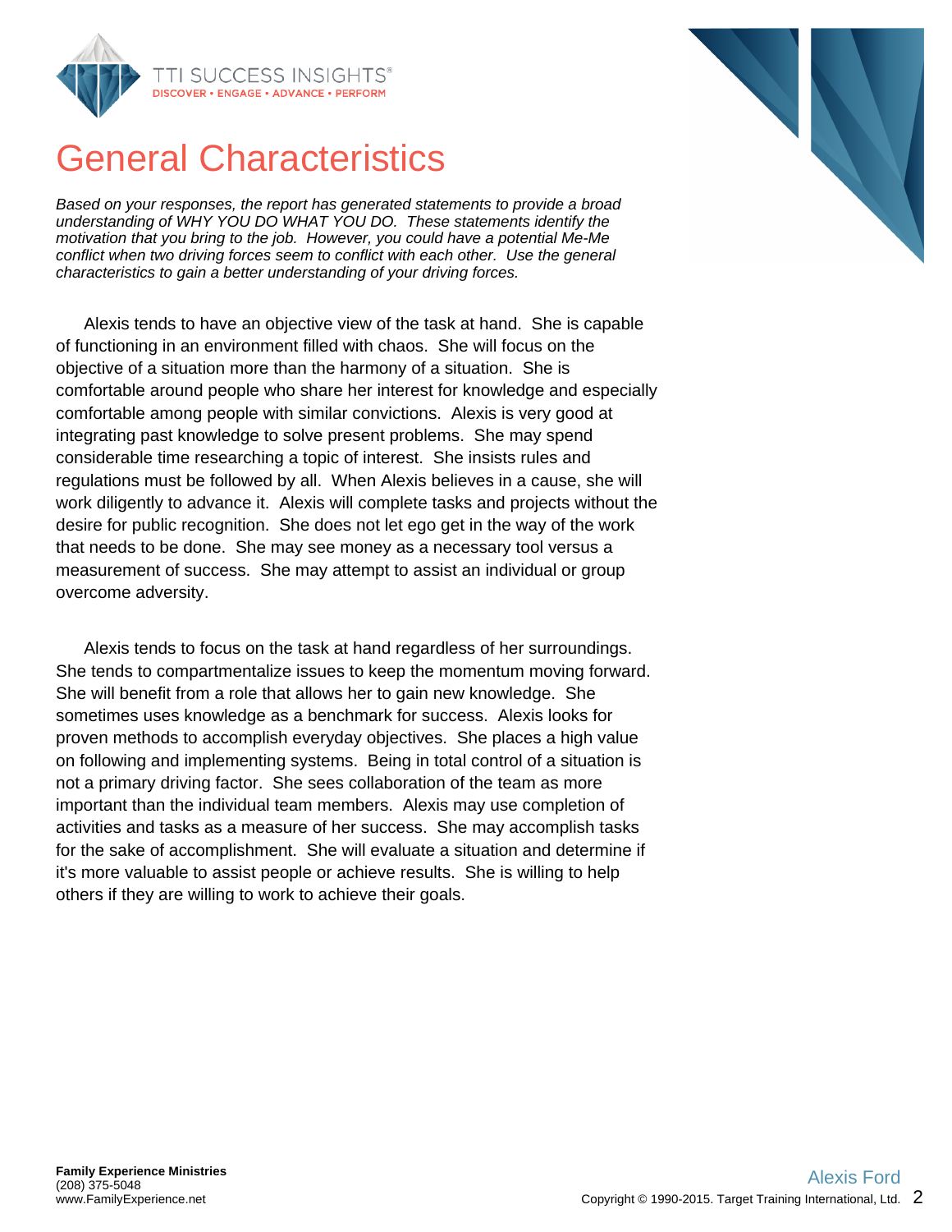# General Characteristics

*Based on your responses, the report has generated statements to provide a broad understanding of WHY YOU DO WHAT YOU DO. These statements identify the motivation that you bring to the job. However, you could have a potential Me-Me conflict when two driving forces seem to conflict with each other. Use the general characteristics to gain a better understanding of your driving forces.*

Alexis tends to have an objective view of the task at hand. She is capable of functioning in an environment filled with chaos. She will focus on the objective of a situation more than the harmony of a situation. She is comfortable around people who share her interest for knowledge and especially comfortable among people with similar convictions. Alexis is very good at integrating past knowledge to solve present problems. She may spend considerable time researching a topic of interest. She insists rules and regulations must be followed by all. When Alexis believes in a cause, she will work diligently to advance it. Alexis will complete tasks and projects without the desire for public recognition. She does not let ego get in the way of the work that needs to be done. She may see money as a necessary tool versus a measurement of success. She may attempt to assist an individual or group overcome adversity.

Alexis tends to focus on the task at hand regardless of her surroundings. She tends to compartmentalize issues to keep the momentum moving forward. She will benefit from a role that allows her to gain new knowledge. She sometimes uses knowledge as a benchmark for success. Alexis looks for proven methods to accomplish everyday objectives. She places a high value on following and implementing systems. Being in total control of a situation is not a primary driving factor. She sees collaboration of the team as more important than the individual team members. Alexis may use completion of activities and tasks as a measure of her success. She may accomplish tasks for the sake of accomplishment. She will evaluate a situation and determine if it's more valuable to assist people or achieve results. She is willing to help others if they are willing to work to achieve their goals.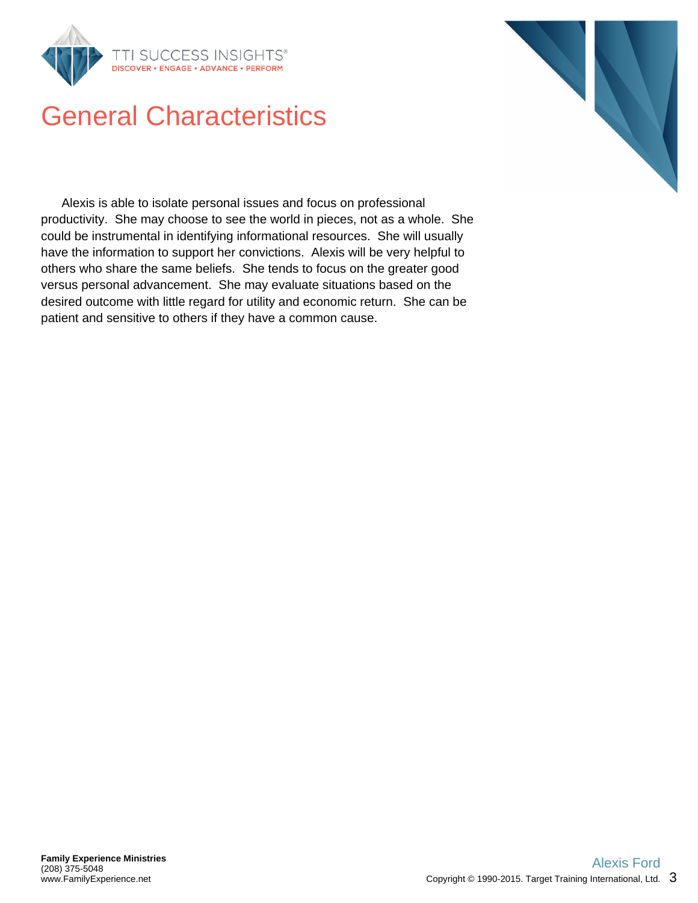# General Characteristics

Alexis is able to isolate personal issues and focus on professional productivity. She may choose to see the world in pieces, not as a whole. She could be instrumental in identifying informational resources. She will usually have the information to support her convictions. Alexis will be very helpful to others who share the same beliefs. She tends to focus on the greater good versus personal advancement. She may evaluate situations based on the desired outcome with little regard for utility and economic return. She can be patient and sensitive to others if they have a common cause.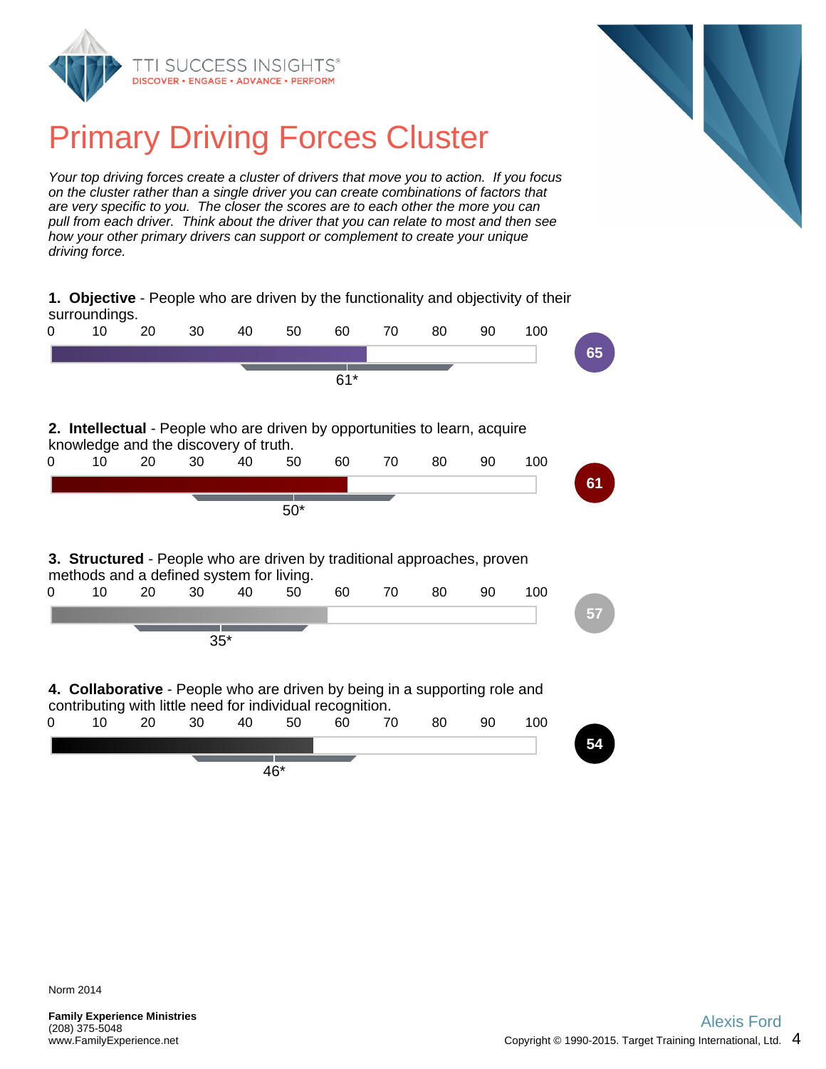# Primary Driving Forces Cluster

*Your top driving forces create a cluster of drivers that move you to action. If you focus on the cluster rather than a single driver you can create combinations of factors that are very specific to you. The closer the scores are to each other the more you can pull from each driver. Think about the driver that you can relate to most and then see how your other primary drivers can support or complement to create your unique driving force.*

**1. Objective** - People who are driven by the functionality and objectivity of their surroundings.

0 10 20 30 40 50 60 70 80 90 100

65

61*

**2. Intellectual** - People who are driven by opportunities to learn, acquire knowledge and the discovery of truth.

0 10 20 30 40 50 60 70 80 90 100

61

50*

**3. Structured** - People who are driven by traditional approaches, proven methods and a defined system for living.

0 10 20 30 40 50 60 70 80 90 100

57

35*

**4. Collaborative** - People who are driven by being in a supporting role and contributing with little need for individual recognition.

0 10 20 30 40 50 60 70 80 90 100

54

46*

Norm 2014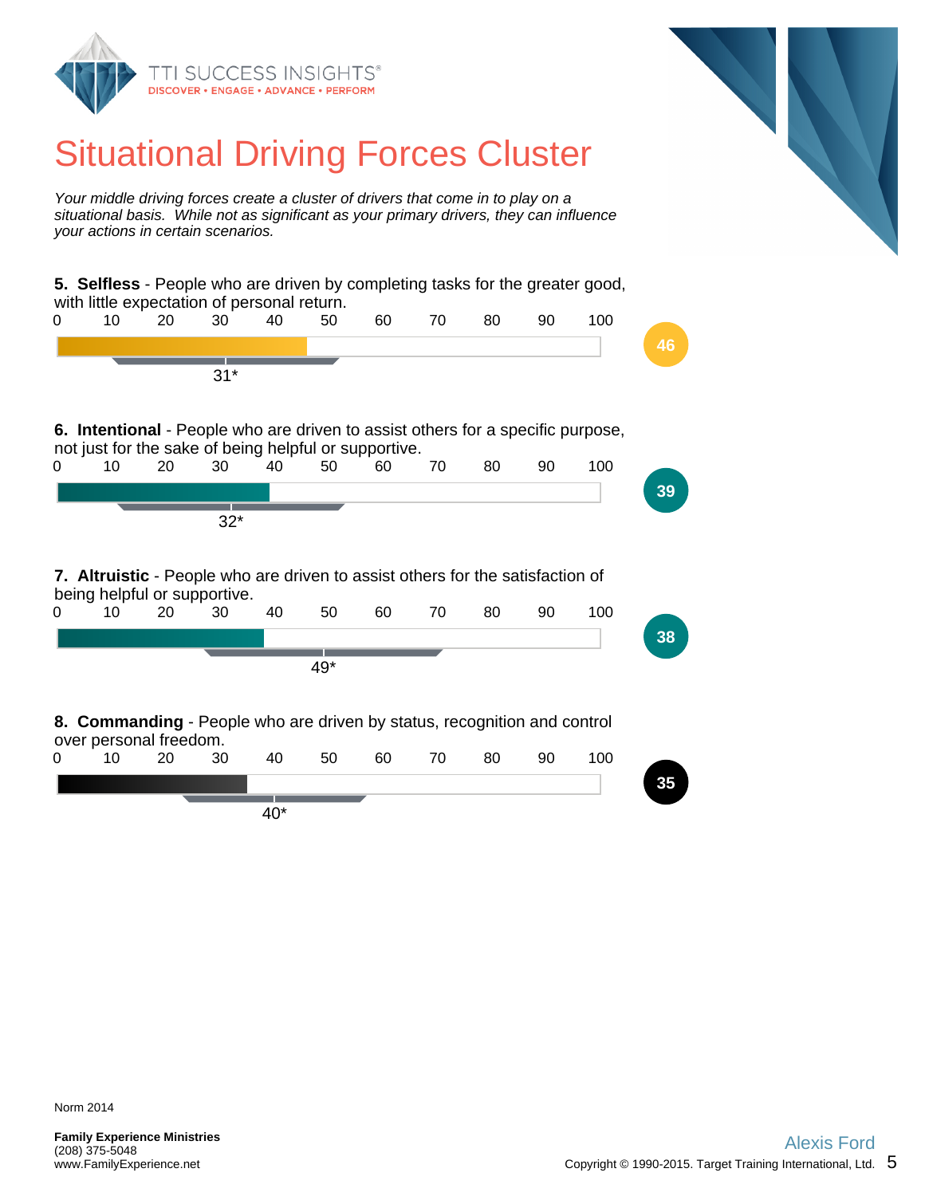# Situational Driving Forces Cluster

*Your middle driving forces create a cluster of drivers that come in to play on a situational basis. While not as significant as your primary drivers, they can influence your actions in certain scenarios.*

**5. Selfless** - People who are driven by completing tasks for the greater good, with little expectation of personal return.

0 10 20 30 40 50 60 70 80 90 100

31*

46

**6. Intentional** - People who are driven to assist others for a specific purpose, not just for the sake of being helpful or supportive.

0 10 20 30 40 50 60 70 80 90 100

32*

39

**7. Altruistic** - People who are driven to assist others for the satisfaction of being helpful or supportive.

0 10 20 30 40 50 60 70 80 90 100

49*

38

**8. Commanding** - People who are driven by status, recognition and control over personal freedom.

0 10 20 30 40 50 60 70 80 90 100

40*

35

Norm 2014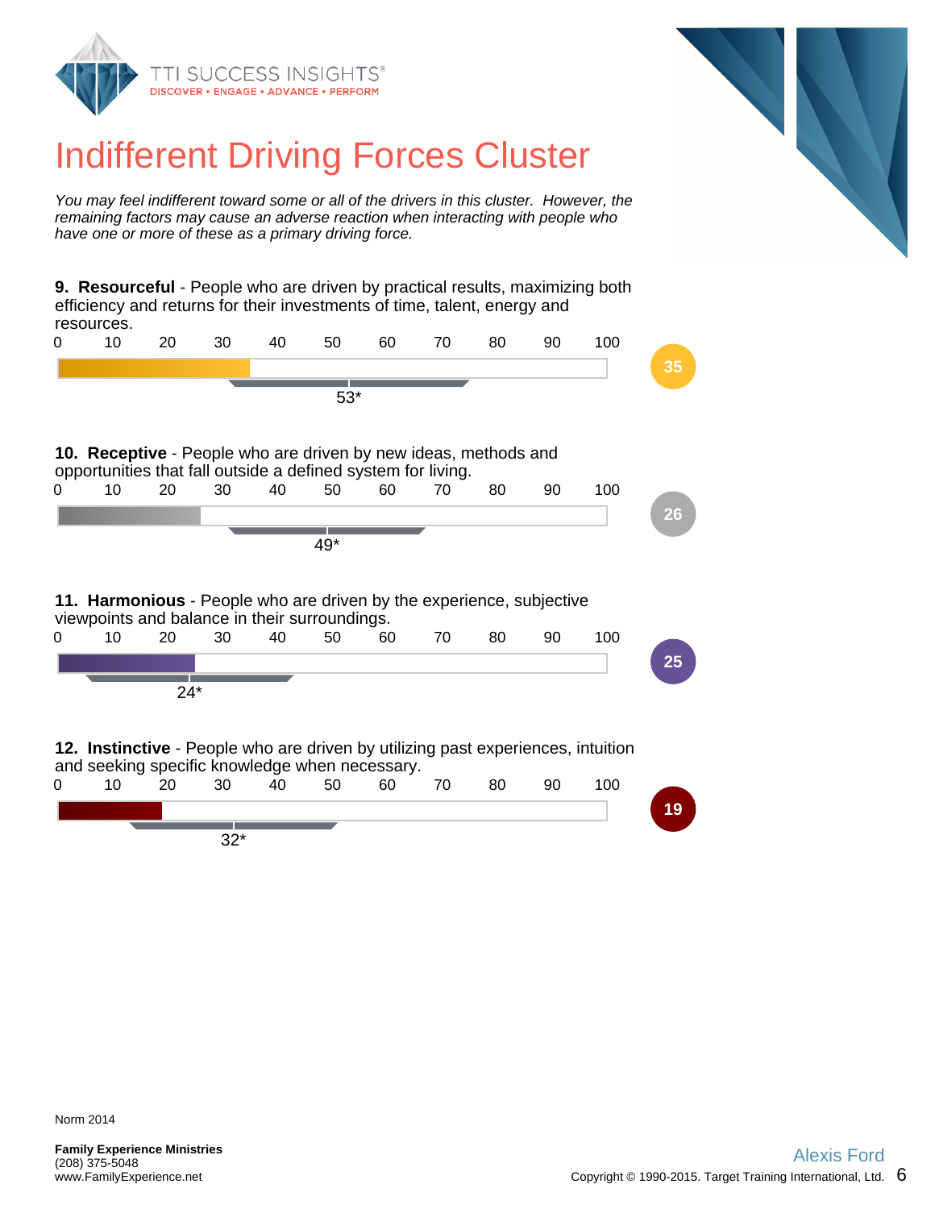# Indifferent Driving Forces Cluster

*You may feel indifferent toward some or all of the drivers in this cluster. However, the remaining factors may cause an adverse reaction when interacting with people who have one or more of these as a primary driving force.*

**9. Resourceful** - People who are driven by practical results, maximizing both efficiency and returns for their investments of time, talent, energy and resources.

0 10 20 30 40 50 60 70 80 90 100

53*

35

**10. Receptive** - People who are driven by new ideas, methods and opportunities that fall outside a defined system for living.

0 10 20 30 40 50 60 70 80 90 100

49*

26

**11. Harmonious** - People who are driven by the experience, subjective viewpoints and balance in their surroundings.

0 10 20 30 40 50 60 70 80 90 100

24*

25

**12. Instinctive** - People who are driven by utilizing past experiences, intuition and seeking specific knowledge when necessary.

0 10 20 30 40 50 60 70 80 90 100

32*

19

Norm 2014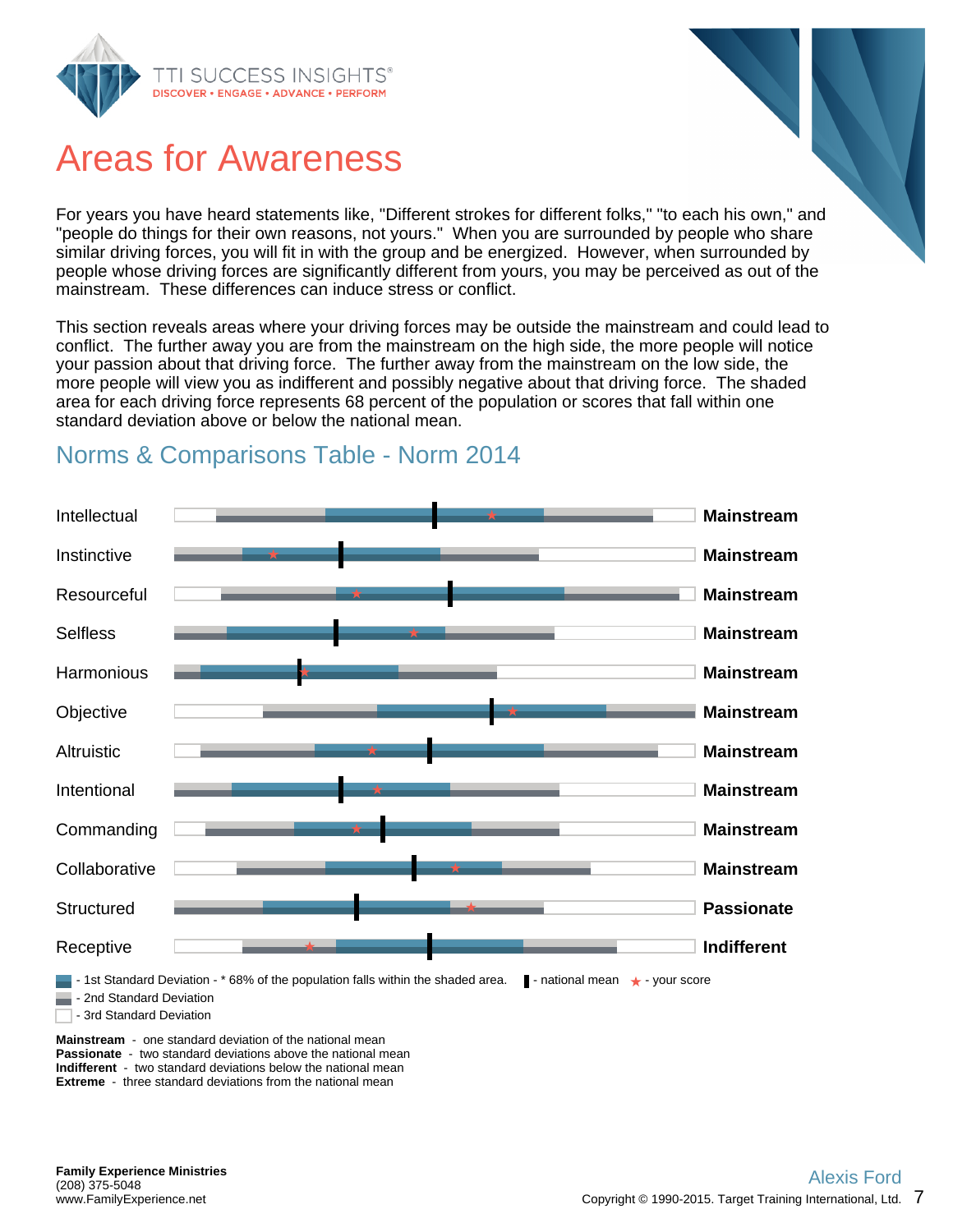# Areas for Awareness

For years you have heard statements like, "Different strokes for different folks," "to each his own," and "people do things for their own reasons, not yours." When you are surrounded by people who share similar driving forces, you will fit in with the group and be energized. However, when surrounded by people whose driving forces are significantly different from yours, you may be perceived as out of the mainstream. These differences can induce stress or conflict.

This section reveals areas where your driving forces may be outside the mainstream and could lead to conflict. The further away you are from the mainstream on the high side, the more people will notice your passion about that driving force. The further away from the mainstream on the low side, the more people will view you as indifferent and possibly negative about that driving force. The shaded area for each driving force represents 68 percent of the population or scores that fall within one standard deviation above or below the national mean.

## Norms & Comparisons Table - Norm 2014

Intellectual **Mainstream**

Instinctive **Mainstream**

Resourceful **Mainstream**

Selfless **Mainstream**

Harmonious **Mainstream**

Objective **Mainstream**

Altruistic **Mainstream**

Intentional **Mainstream**

Commanding **Mainstream**

Collaborative **Mainstream**

Structured **Passionate**

Receptive **Indifferent**

- 1st Standard Deviation - * 68% of the population falls within the shaded area.
- 2nd Standard Deviation
- 3rd Standard Deviation

- national mean

★ - your score

**Mainstream** - one standard deviation of the national mean
**Passionate** - two standard deviations above the national mean
**Indifferent** - two standard deviations below the national mean
**Extreme** - three standard deviations from the national mean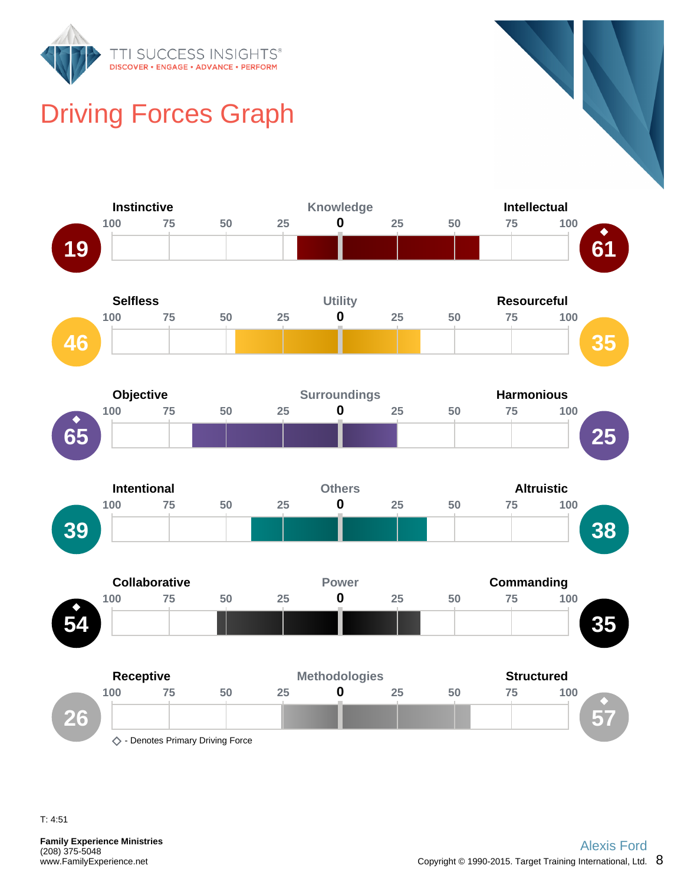# Driving Forces Graph

Instinctive | Knowledge | Intellectual
100 75 50 25 0 25 50 75 100
19 | 61 ◆

Selfless | Utility | Resourceful
100 75 50 25 0 25 50 75 100
46 | 35

Objective | Surroundings | Harmonious
100 75 50 25 0 25 50 75 100
◆ 65 | 25

Intentional | Others | Altruistic
100 75 50 25 0 25 50 75 100
39 | 38

Collaborative | Power | Commanding
100 75 50 25 0 25 50 75 100
◆ 54 | 35

Receptive | Methodologies | Structured
100 75 50 25 0 25 50 75 100
26 | 57 ◆

◇ - Denotes Primary Driving Force

T: 4:51

**Family Experience Ministries**
(208) 375-5048
www.FamilyExperience.net

Alexis Ford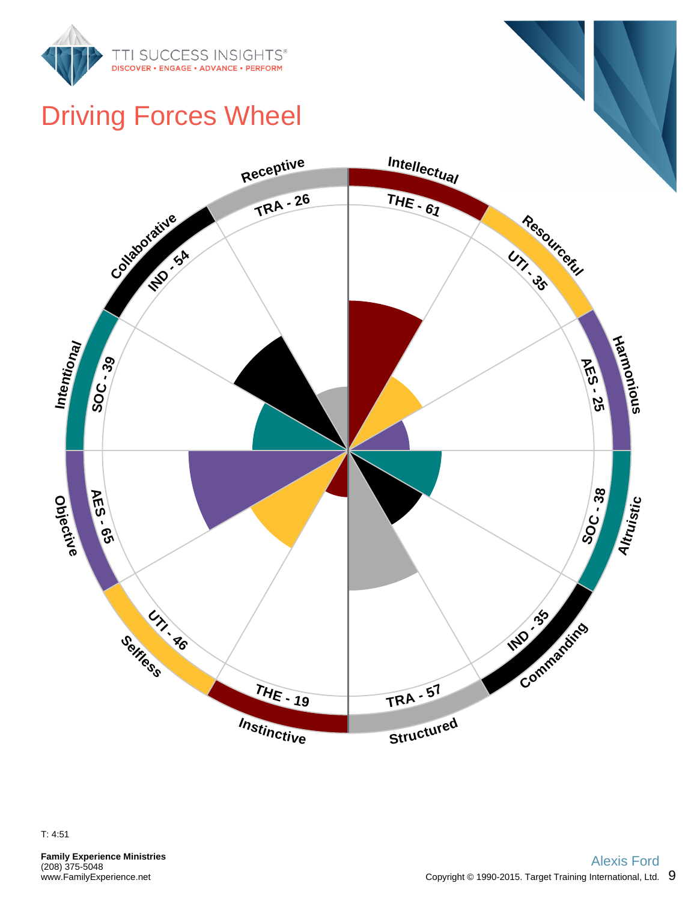# Driving Forces Wheel

Receptive
TRA - 26

Intellectual
THE - 61

Resourceful
UTI - 35

Harmonious
AES - 25

Altruistic
SOC - 38

Commanding
IND - 35

Structured
TRA - 57

Instinctive
THE - 19

Selfless
UTI - 46

Objective
AES - 65

Intentional
SOC - 39

Collaborative
IND - 54

T: 4:51

**Family Experience Ministries**
(208) 375-5048
www.FamilyExperience.net

Alexis Ford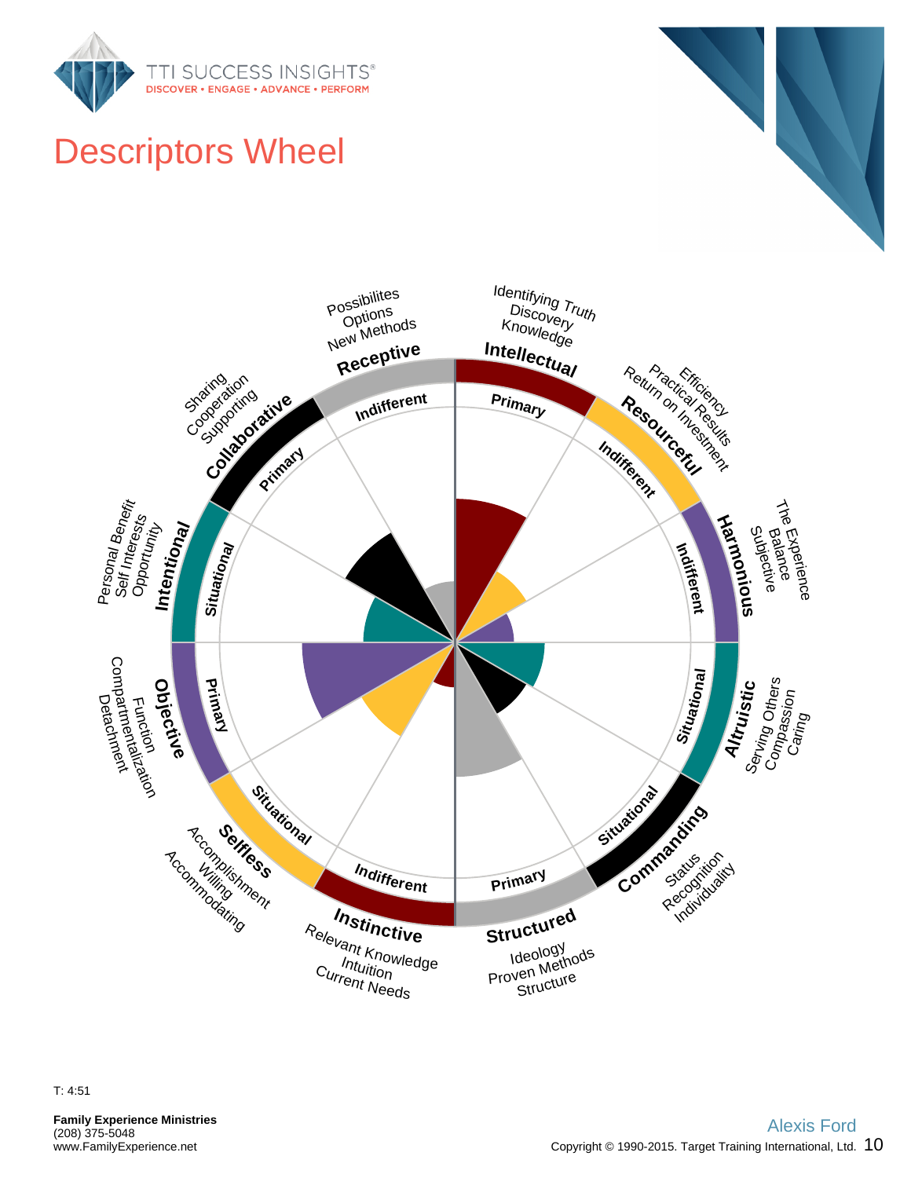# Descriptors Wheel

Possibilites
Options
New Methods
Receptive
Indifferent

Identifying Truth
Discovery
Knowledge
Intellectual
Primary

Efficiency
Practical Results
Return on Investment
Resourceful
Indifferent

The Experience
Balance
Subjective
Harmonious
Indifferent

Altruistic
Serving Others
Compassion
Caring
Situational

Commanding
Status
Recognition
Individuality
Situational

Structured
Ideology
Proven Methods
Structure
Primary

Instinctive
Relevant Knowledge
Intuition
Current Needs
Indifferent

Selfless
Accomplishment
Willing
Accommodating
Situational

Objective
Function
Compartmentalization
Detachment
Primary

Intentional
Personal Benefit
Self Interests
Opportunity
Situational

Collaborative
Sharing
Cooperation
Supporting
Primary

T: 4:51

**Family Experience Ministries**
(208) 375-5048
www.FamilyExperience.net

Alexis Ford